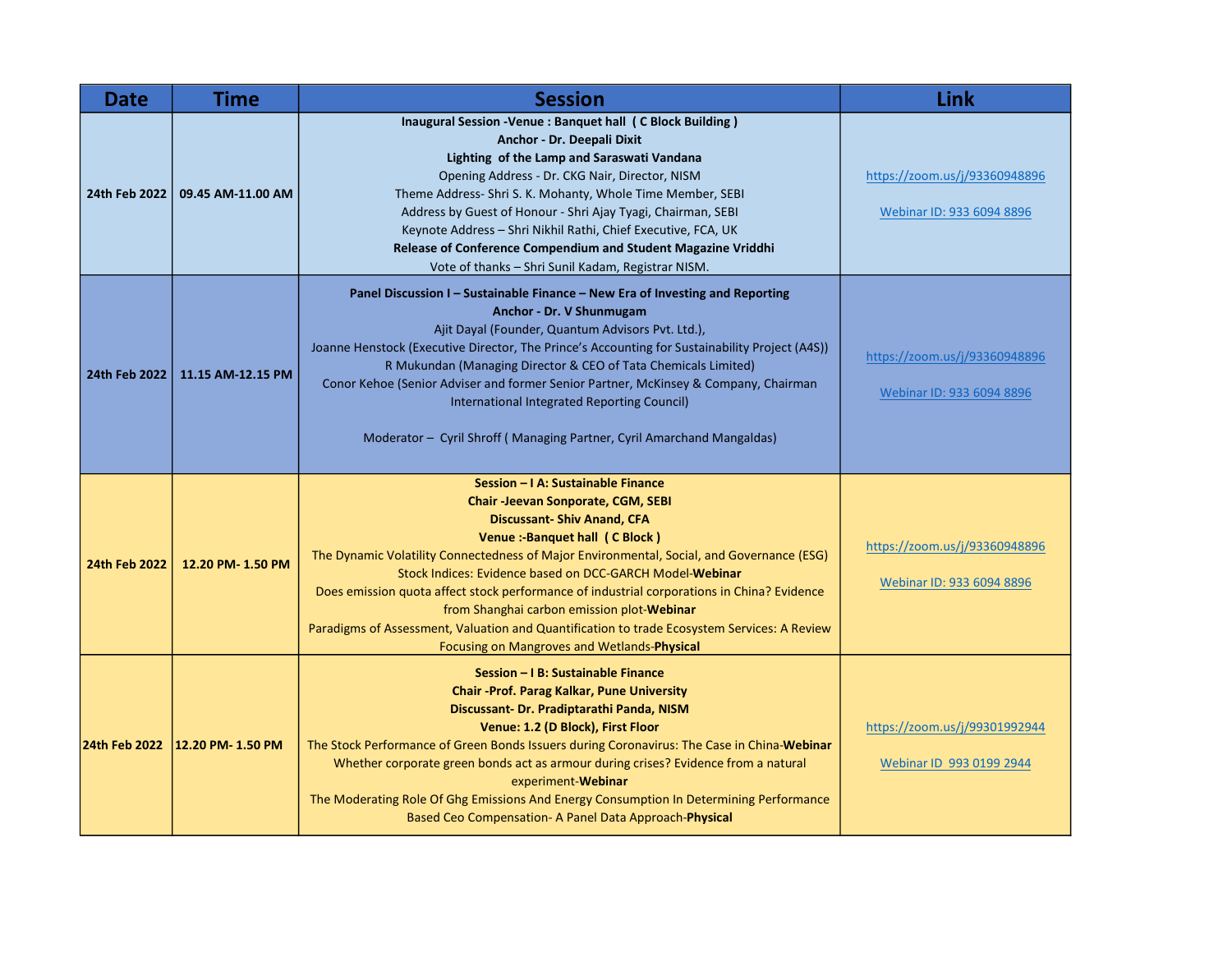| Date | Time | Session | Link |
|---|---|---|---|
| 24th Feb 2022 | 09.45 AM-11.00 AM | **Inaugural Session -Venue : Banquet hall ( C Block Building )**<br>**Anchor - Dr. Deepali Dixit**<br>**Lighting of the Lamp and Saraswati Vandana**<br>Opening Address - Dr. CKG Nair, Director, NISM<br>Theme Address- Shri S. K. Mohanty, Whole Time Member, SEBI<br>Address by Guest of Honour - Shri Ajay Tyagi, Chairman, SEBI<br>Keynote Address – Shri Nikhil Rathi, Chief Executive, FCA, UK<br>**Release of Conference Compendium and Student Magazine Vriddhi**<br>Vote of thanks – Shri Sunil Kadam, Registrar NISM. | https://zoom.us/j/93360948896<br><br>Webinar ID: 933 6094 8896 |
| 24th Feb 2022 | 11.15 AM-12.15 PM | **Panel Discussion I – Sustainable Finance – New Era of Investing and Reporting**<br>**Anchor - Dr. V Shunmugam**<br>Ajit Dayal (Founder, Quantum Advisors Pvt. Ltd.),<br>Joanne Henstock (Executive Director, The Prince's Accounting for Sustainability Project (A4S))<br>R Mukundan (Managing Director & CEO of Tata Chemicals Limited)<br>Conor Kehoe (Senior Adviser and former Senior Partner, McKinsey & Company, Chairman International Integrated Reporting Council)<br><br>Moderator – Cyril Shroff ( Managing Partner, Cyril Amarchand Mangaldas) | https://zoom.us/j/93360948896<br><br>Webinar ID: 933 6094 8896 |
| 24th Feb 2022 | 12.20 PM- 1.50 PM | **Session – I A: Sustainable Finance**<br>**Chair -Jeevan Sonporate, CGM, SEBI**<br>**Discussant- Shiv Anand, CFA**<br>**Venue :-Banquet hall ( C Block )**<br>The Dynamic Volatility Connectedness of Major Environmental, Social, and Governance (ESG) Stock Indices: Evidence based on DCC-GARCH Model-**Webinar**<br>Does emission quota affect stock performance of industrial corporations in China? Evidence from Shanghai carbon emission plot-**Webinar**<br>Paradigms of Assessment, Valuation and Quantification to trade Ecosystem Services: A Review Focusing on Mangroves and Wetlands-**Physical** | https://zoom.us/j/93360948896<br><br>Webinar ID: 933 6094 8896 |
| 24th Feb 2022 | 12.20 PM- 1.50 PM | **Session – I B: Sustainable Finance**<br>**Chair -Prof. Parag Kalkar, Pune University**<br>**Discussant- Dr. Pradiptarathi Panda, NISM**<br>**Venue: 1.2 (D Block), First Floor**<br>The Stock Performance of Green Bonds Issuers during Coronavirus: The Case in China-**Webinar**<br>Whether corporate green bonds act as armour during crises? Evidence from a natural experiment-**Webinar**<br>The Moderating Role Of Ghg Emissions And Energy Consumption In Determining Performance Based Ceo Compensation- A Panel Data Approach-**Physical** | https://zoom.us/j/99301992944<br><br>Webinar ID 993 0199 2944 |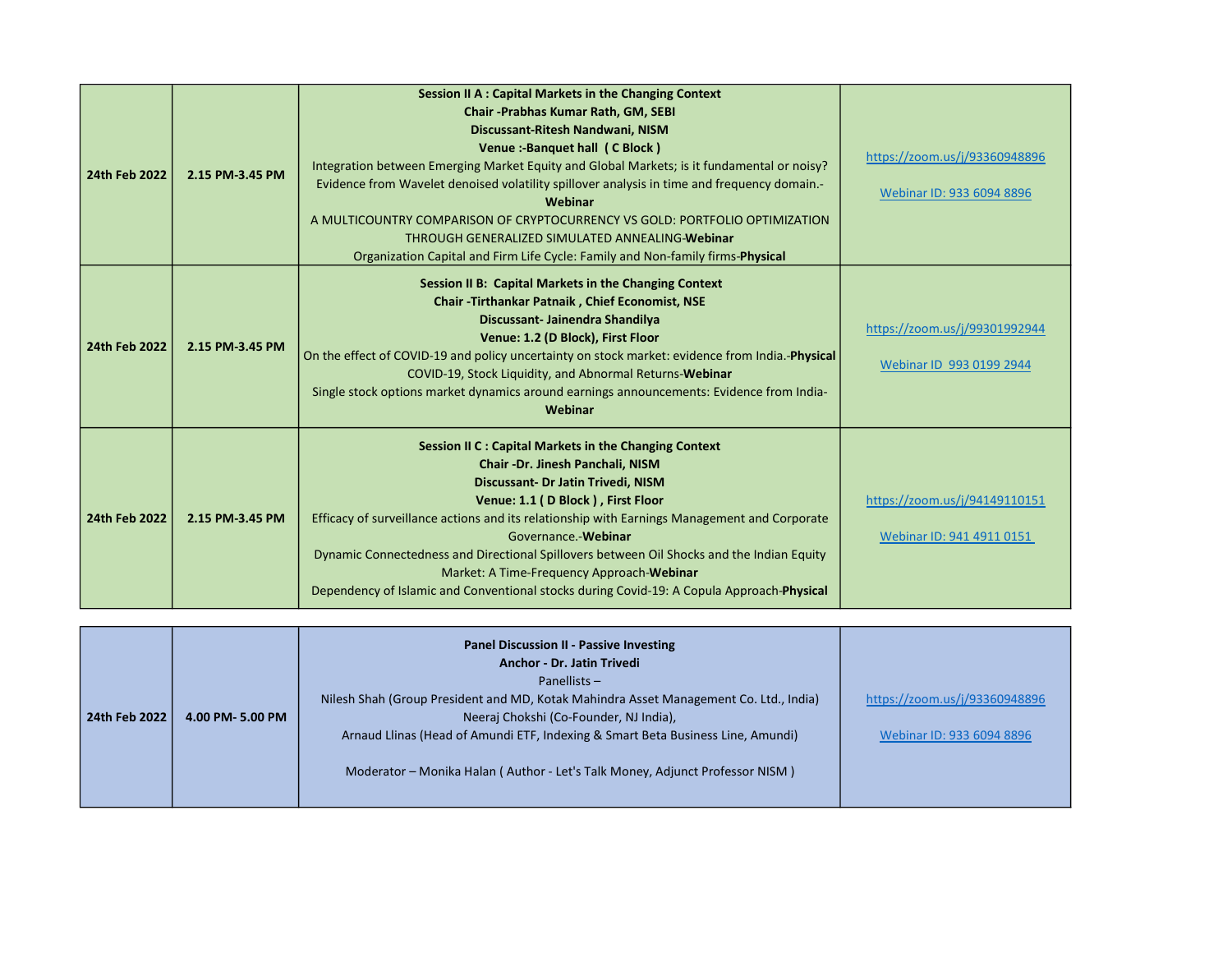| | | | |
|---|---|---|---|
| **24th Feb 2022** | **2.15 PM-3.45 PM** | **Session II A : Capital Markets in the Changing Context**<br>**Chair -Prabhas Kumar Rath, GM, SEBI**<br>**Discussant-Ritesh Nandwani, NISM**<br>**Venue :-Banquet hall ( C Block )**<br>Integration between Emerging Market Equity and Global Markets; is it fundamental or noisy? Evidence from Wavelet denoised volatility spillover analysis in time and frequency domain.-**Webinar**<br>A MULTICOUNTRY COMPARISON OF CRYPTOCURRENCY VS GOLD: PORTFOLIO OPTIMIZATION THROUGH GENERALIZED SIMULATED ANNEALING-**Webinar**<br>Organization Capital and Firm Life Cycle: Family and Non-family firms-**Physical** | https://zoom.us/j/93360948896<br><br>Webinar ID: 933 6094 8896 |
| **24th Feb 2022** | **2.15 PM-3.45 PM** | **Session II B: Capital Markets in the Changing Context**<br>**Chair -Tirthankar Patnaik , Chief Economist, NSE**<br>**Discussant- Jainendra Shandilya**<br>**Venue: 1.2 (D Block), First Floor**<br>On the effect of COVID-19 and policy uncertainty on stock market: evidence from India.-**Physical**<br>COVID-19, Stock Liquidity, and Abnormal Returns-**Webinar**<br>Single stock options market dynamics around earnings announcements: Evidence from India-**Webinar** | https://zoom.us/j/99301992944<br><br>Webinar ID 993 0199 2944 |
| **24th Feb 2022** | **2.15 PM-3.45 PM** | **Session II C : Capital Markets in the Changing Context**<br>**Chair -Dr. Jinesh Panchali, NISM**<br>**Discussant- Dr Jatin Trivedi, NISM**<br>**Venue: 1.1 ( D Block ) , First Floor**<br>Efficacy of surveillance actions and its relationship with Earnings Management and Corporate Governance.-**Webinar**<br>Dynamic Connectedness and Directional Spillovers between Oil Shocks and the Indian Equity Market: A Time-Frequency Approach-**Webinar**<br>Dependency of Islamic and Conventional stocks during Covid-19: A Copula Approach-**Physical** | https://zoom.us/j/94149110151<br><br>Webinar ID: 941 4911 0151 |

| | | | |
|---|---|---|---|
| **24th Feb 2022** | **4.00 PM- 5.00 PM** | **Panel Discussion II - Passive Investing**<br>**Anchor - Dr. Jatin Trivedi**<br>Panellists –<br>Nilesh Shah (Group President and MD, Kotak Mahindra Asset Management Co. Ltd., India)<br>Neeraj Chokshi (Co-Founder, NJ India),<br>Arnaud Llinas (Head of Amundi ETF, Indexing & Smart Beta Business Line, Amundi)<br><br>Moderator – Monika Halan ( Author - Let's Talk Money, Adjunct Professor NISM ) | https://zoom.us/j/93360948896<br><br>Webinar ID: 933 6094 8896 |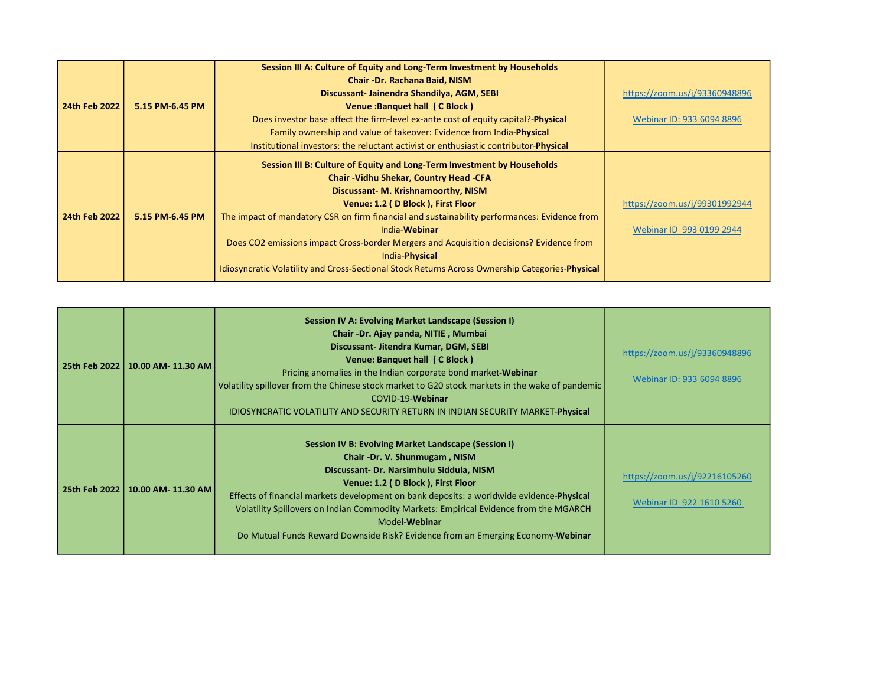| | | | |
|---|---|---|---|
| **24th Feb 2022** | **5.15 PM-6.45 PM** | **Session III A: Culture of Equity and Long-Term Investment by Households**<br>**Chair -Dr. Rachana Baid, NISM**<br>**Discussant- Jainendra Shandilya, AGM, SEBI**<br>**Venue :Banquet hall ( C Block )**<br>Does investor base affect the firm-level ex-ante cost of equity capital?-**Physical**<br>Family ownership and value of takeover: Evidence from India-**Physical**<br>Institutional investors: the reluctant activist or enthusiastic contributor-**Physical** | https://zoom.us/j/93360948896<br><br>Webinar ID: 933 6094 8896 |
| **24th Feb 2022** | **5.15 PM-6.45 PM** | **Session III B: Culture of Equity and Long-Term Investment by Households**<br>**Chair -Vidhu Shekar, Country Head -CFA**<br>**Discussant- M. Krishnamoorthy, NISM**<br>**Venue: 1.2 ( D Block ), First Floor**<br>The impact of mandatory CSR on firm financial and sustainability performances: Evidence from India-**Webinar**<br>Does CO2 emissions impact Cross-border Mergers and Acquisition decisions? Evidence from India-**Physical**<br>Idiosyncratic Volatility and Cross-Sectional Stock Returns Across Ownership Categories-**Physical** | https://zoom.us/j/99301992944<br><br>Webinar ID 993 0199 2944 |

| | | | |
|---|---|---|---|
| **25th Feb 2022** | **10.00 AM- 11.30 AM** | **Session IV A: Evolving Market Landscape (Session I)**<br>**Chair -Dr. Ajay panda, NITIE , Mumbai**<br>**Discussant- Jitendra Kumar, DGM, SEBI**<br>**Venue: Banquet hall ( C Block )**<br>Pricing anomalies in the Indian corporate bond market-**Webinar**<br>Volatility spillover from the Chinese stock market to G20 stock markets in the wake of pandemic COVID-19-**Webinar**<br>IDIOSYNCRATIC VOLATILITY AND SECURITY RETURN IN INDIAN SECURITY MARKET-**Physical** | https://zoom.us/j/93360948896<br><br>Webinar ID: 933 6094 8896 |
| **25th Feb 2022** | **10.00 AM- 11.30 AM** | **Session IV B: Evolving Market Landscape (Session I)**<br>**Chair -Dr. V. Shunmugam , NISM**<br>**Discussant- Dr. Narsimhulu Siddula, NISM**<br>**Venue: 1.2 ( D Block ), First Floor**<br>Effects of financial markets development on bank deposits: a worldwide evidence-**Physical**<br>Volatility Spillovers on Indian Commodity Markets: Empirical Evidence from the MGARCH Model-**Webinar**<br>Do Mutual Funds Reward Downside Risk? Evidence from an Emerging Economy-**Webinar** | https://zoom.us/j/92216105260<br><br>Webinar ID 922 1610 5260 |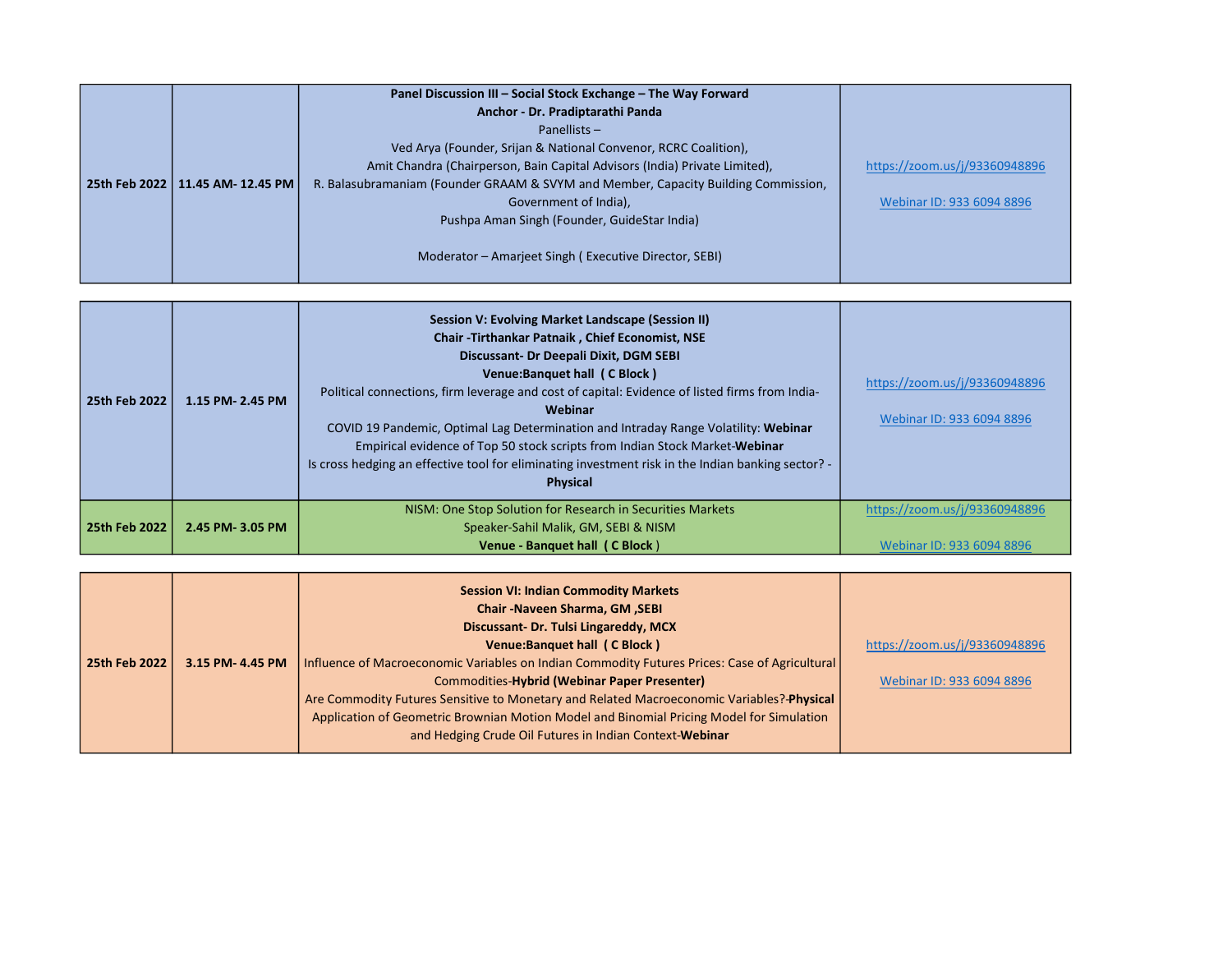| | | | |
|---|---|---|---|
| **25th Feb 2022** | **11.45 AM- 12.45 PM** | **Panel Discussion III – Social Stock Exchange – The Way Forward**<br>**Anchor - Dr. Pradiptarathi Panda**<br>Panellists –<br>Ved Arya (Founder, Srijan & National Convenor, RCRC Coalition),<br>Amit Chandra (Chairperson, Bain Capital Advisors (India) Private Limited),<br>R. Balasubramaniam (Founder GRAAM & SVYM and Member, Capacity Building Commission, Government of India),<br>Pushpa Aman Singh (Founder, GuideStar India)<br><br>Moderator – Amarjeet Singh ( Executive Director, SEBI) | https://zoom.us/j/93360948896<br><br>Webinar ID: 933 6094 8896 |

| | | | |
|---|---|---|---|
| **25th Feb 2022** | **1.15 PM- 2.45 PM** | **Session V: Evolving Market Landscape (Session II)**<br>**Chair -Tirthankar Patnaik , Chief Economist, NSE**<br>**Discussant- Dr Deepali Dixit, DGM SEBI**<br>**Venue:Banquet hall ( C Block )**<br>Political connections, firm leverage and cost of capital: Evidence of listed firms from India- **Webinar**<br>COVID 19 Pandemic, Optimal Lag Determination and Intraday Range Volatility: **Webinar**<br>Empirical evidence of Top 50 stock scripts from Indian Stock Market-**Webinar**<br>Is cross hedging an effective tool for eliminating investment risk in the Indian banking sector? - **Physical** | https://zoom.us/j/93360948896<br><br>Webinar ID: 933 6094 8896 |
| **25th Feb 2022** | **2.45 PM- 3.05 PM** | NISM: One Stop Solution for Research in Securities Markets<br>Speaker-Sahil Malik, GM, SEBI & NISM<br>**Venue - Banquet hall ( C Block )** | https://zoom.us/j/93360948896<br><br>Webinar ID: 933 6094 8896 |

| | | | |
|---|---|---|---|
| **25th Feb 2022** | **3.15 PM- 4.45 PM** | **Session VI: Indian Commodity Markets**<br>**Chair -Naveen Sharma, GM ,SEBI**<br>**Discussant- Dr. Tulsi Lingareddy, MCX**<br>**Venue:Banquet hall ( C Block )**<br>Influence of Macroeconomic Variables on Indian Commodity Futures Prices: Case of Agricultural Commodities-**Hybrid (Webinar Paper Presenter)**<br>Are Commodity Futures Sensitive to Monetary and Related Macroeconomic Variables?-**Physical**<br>Application of Geometric Brownian Motion Model and Binomial Pricing Model for Simulation and Hedging Crude Oil Futures in Indian Context-**Webinar** | https://zoom.us/j/93360948896<br><br>Webinar ID: 933 6094 8896 |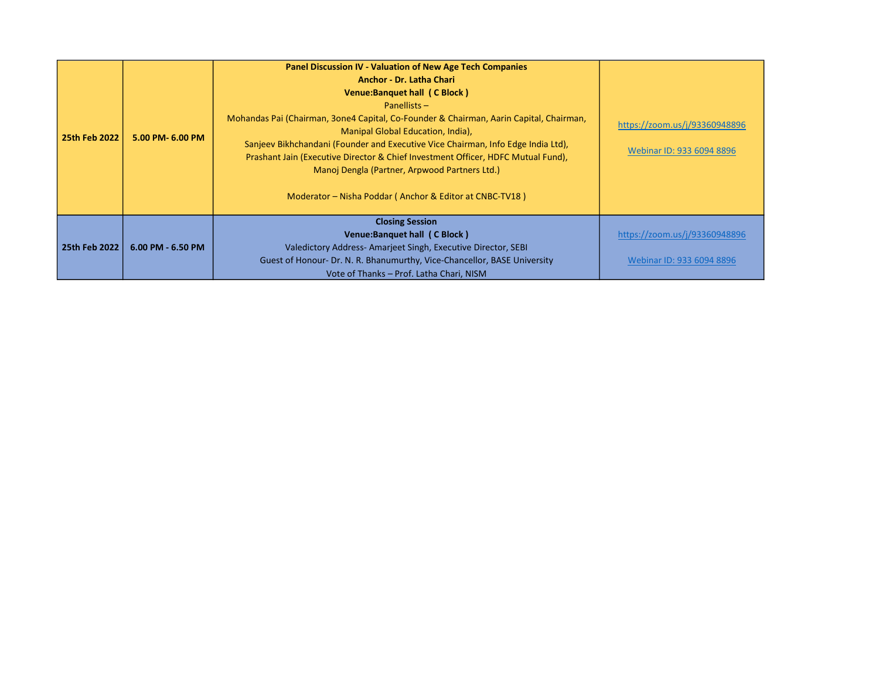| | | | |
|---|---|---|---|
| **25th Feb 2022** | **5.00 PM- 6.00 PM** | **Panel Discussion IV - Valuation of New Age Tech Companies**<br>**Anchor - Dr. Latha Chari**<br>**Venue:Banquet hall ( C Block )**<br>Panellists –<br>Mohandas Pai (Chairman, 3one4 Capital, Co-Founder & Chairman, Aarin Capital, Chairman, Manipal Global Education, India),<br>Sanjeev Bikhchandani (Founder and Executive Vice Chairman, Info Edge India Ltd),<br>Prashant Jain (Executive Director & Chief Investment Officer, HDFC Mutual Fund),<br>Manoj Dengla (Partner, Arpwood Partners Ltd.)<br><br>Moderator – Nisha Poddar ( Anchor & Editor at CNBC-TV18 ) | https://zoom.us/j/93360948896<br><br>Webinar ID: 933 6094 8896 |
| **25th Feb 2022** | **6.00 PM - 6.50 PM** | **Closing Session**<br>**Venue:Banquet hall ( C Block )**<br>Valedictory Address- Amarjeet Singh, Executive Director, SEBI<br>Guest of Honour- Dr. N. R. Bhanumurthy, Vice-Chancellor, BASE University<br>Vote of Thanks – Prof. Latha Chari, NISM | https://zoom.us/j/93360948896<br><br>Webinar ID: 933 6094 8896 |